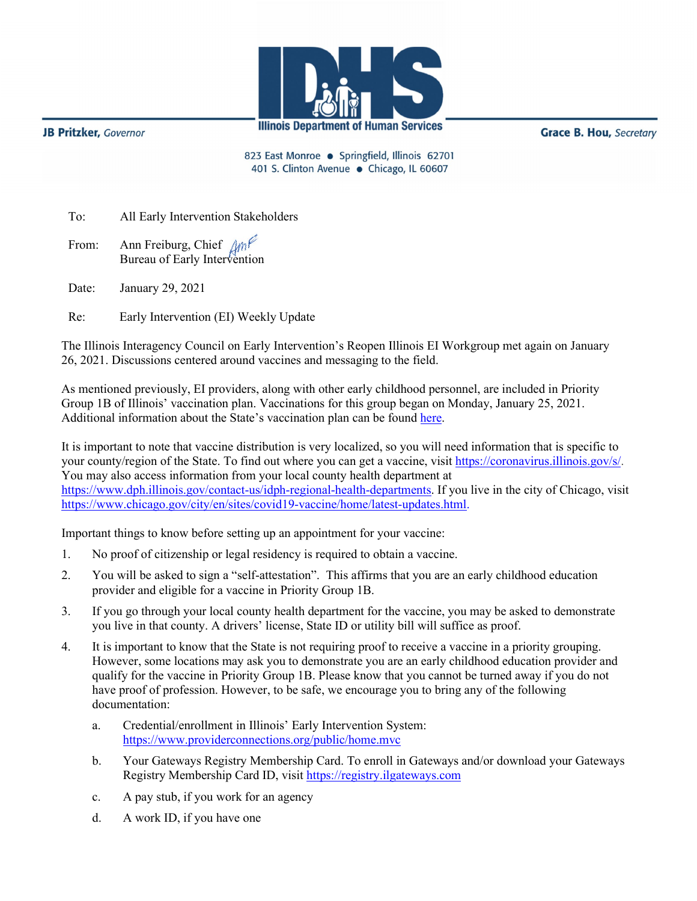**Illinois Department of Human Services**

**JB Pritzker**, *Governor*

**Grace B. Hou**, *Secretary*

823 East Monroe • Springfield, Illinois 62701
401 S. Clinton Avenue • Chicago, IL 60607

To: All Early Intervention Stakeholders

From: Ann Freiburg, Chief
Bureau of Early Intervention

Date: January 29, 2021

Re: Early Intervention (EI) Weekly Update

The Illinois Interagency Council on Early Intervention's Reopen Illinois EI Workgroup met again on January 26, 2021. Discussions centered around vaccines and messaging to the field.

As mentioned previously, EI providers, along with other early childhood personnel, are included in Priority Group 1B of Illinois' vaccination plan. Vaccinations for this group began on Monday, January 25, 2021. Additional information about the State's vaccination plan can be found here.

It is important to note that vaccine distribution is very localized, so you will need information that is specific to your county/region of the State. To find out where you can get a vaccine, visit https://coronavirus.illinois.gov/s/. You may also access information from your local county health department at https://www.dph.illinois.gov/contact-us/idph-regional-health-departments. If you live in the city of Chicago, visit https://www.chicago.gov/city/en/sites/covid19-vaccine/home/latest-updates.html.

Important things to know before setting up an appointment for your vaccine:

1. No proof of citizenship or legal residency is required to obtain a vaccine.
2. You will be asked to sign a "self-attestation". This affirms that you are an early childhood education provider and eligible for a vaccine in Priority Group 1B.
3. If you go through your local county health department for the vaccine, you may be asked to demonstrate you live in that county. A drivers' license, State ID or utility bill will suffice as proof.
4. It is important to know that the State is not requiring proof to receive a vaccine in a priority grouping. However, some locations may ask you to demonstrate you are an early childhood education provider and qualify for the vaccine in Priority Group 1B. Please know that you cannot be turned away if you do not have proof of profession. However, to be safe, we encourage you to bring any of the following documentation:
   a. Credential/enrollment in Illinois' Early Intervention System: https://www.providerconnections.org/public/home.mvc
   b. Your Gateways Registry Membership Card. To enroll in Gateways and/or download your Gateways Registry Membership Card ID, visit https://registry.ilgateways.com
   c. A pay stub, if you work for an agency
   d. A work ID, if you have one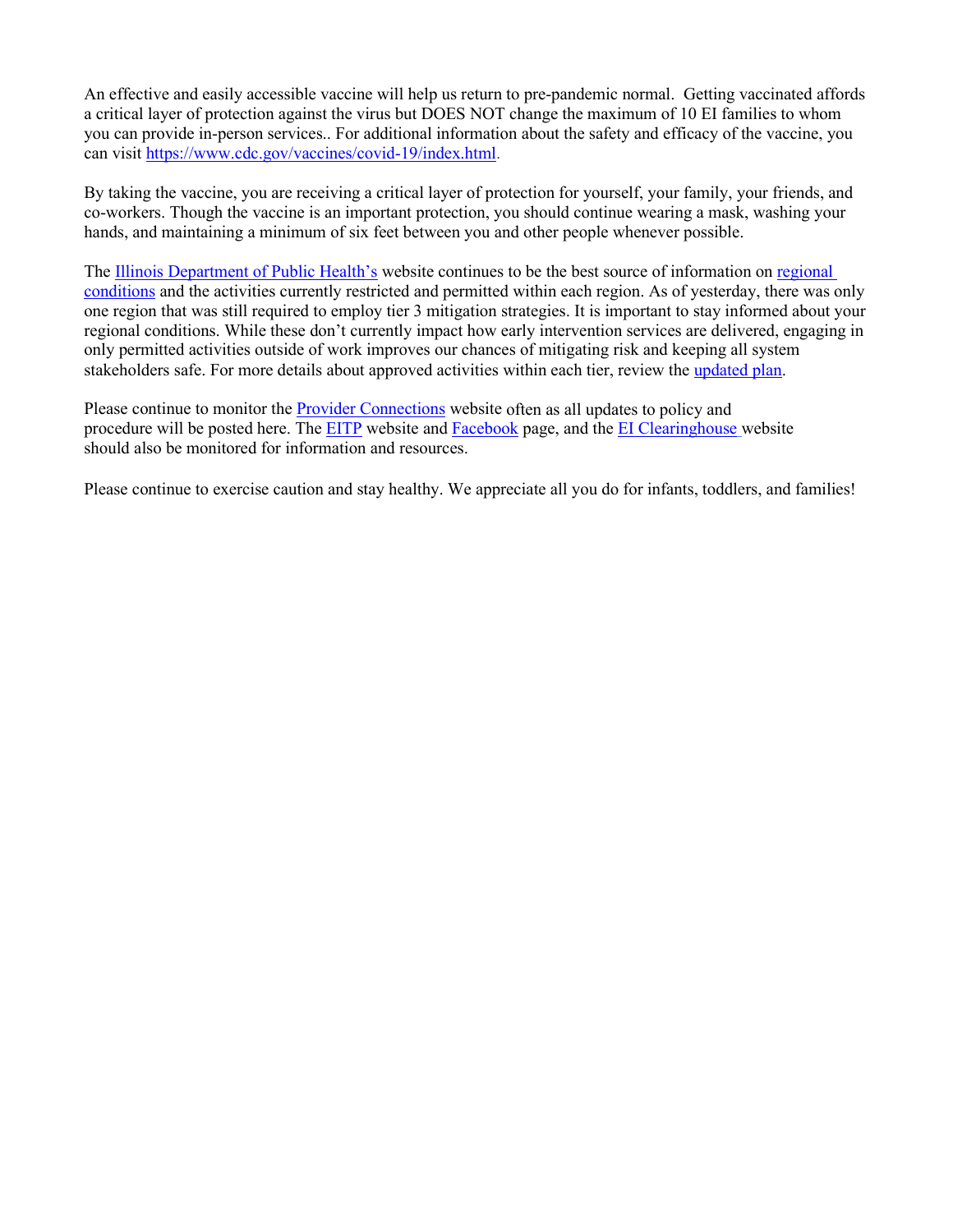An effective and easily accessible vaccine will help us return to pre-pandemic normal. Getting vaccinated affords a critical layer of protection against the virus but DOES NOT change the maximum of 10 EI families to whom you can provide in-person services.. For additional information about the safety and efficacy of the vaccine, you can visit https://www.cdc.gov/vaccines/covid-19/index.html.

By taking the vaccine, you are receiving a critical layer of protection for yourself, your family, your friends, and co-workers. Though the vaccine is an important protection, you should continue wearing a mask, washing your hands, and maintaining a minimum of six feet between you and other people whenever possible.

The Illinois Department of Public Health's website continues to be the best source of information on regional conditions and the activities currently restricted and permitted within each region. As of yesterday, there was only one region that was still required to employ tier 3 mitigation strategies. It is important to stay informed about your regional conditions. While these don't currently impact how early intervention services are delivered, engaging in only permitted activities outside of work improves our chances of mitigating risk and keeping all system stakeholders safe. For more details about approved activities within each tier, review the updated plan.

Please continue to monitor the Provider Connections website often as all updates to policy and procedure will be posted here. The EITP website and Facebook page, and the EI Clearinghouse website should also be monitored for information and resources.

Please continue to exercise caution and stay healthy. We appreciate all you do for infants, toddlers, and families!